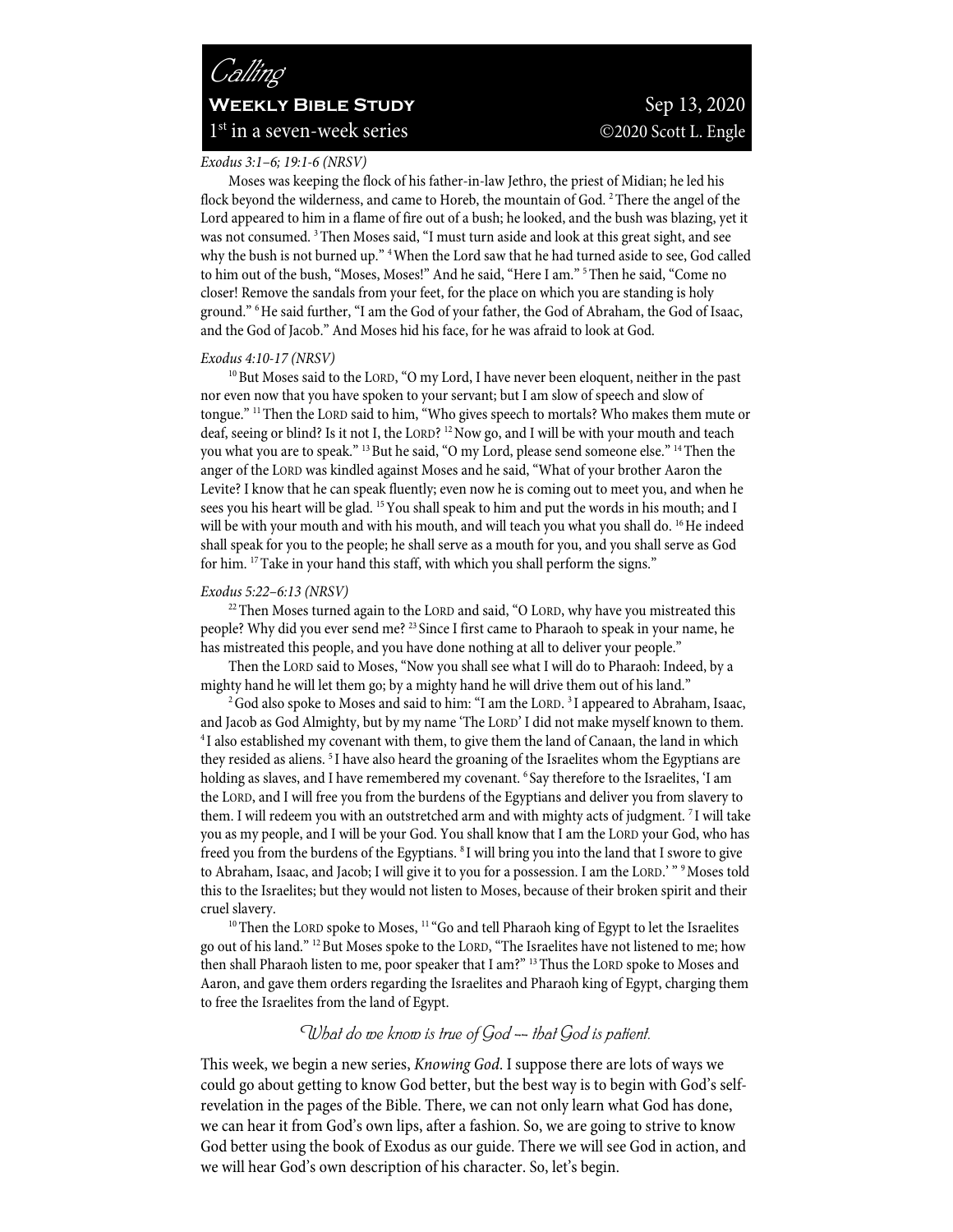# *Calling*

**Weekly Bible Study** Sep 13, 2020

1st in a seven-week series ©2020 Scott L. Engle

*Exodus 3:1–6; 19:1-6 (NRSV)*

Moses was keeping the flock of his father-in-law Jethro, the priest of Midian; he led his flock beyond the wilderness, and came to Horeb, the mountain of God. [2] There the angel of the Lord appeared to him in a flame of fire out of a bush; he looked, and the bush was blazing, yet it was not consumed. [3] Then Moses said, "I must turn aside and look at this great sight, and see why the bush is not burned up." [4] When the Lord saw that he had turned aside to see, God called to him out of the bush, "Moses, Moses!" And he said, "Here I am." [5] Then he said, "Come no closer! Remove the sandals from your feet, for the place on which you are standing is holy ground." [6] He said further, "I am the God of your father, the God of Abraham, the God of Isaac, and the God of Jacob." And Moses hid his face, for he was afraid to look at God.

*Exodus 4:10-17 (NRSV)*

[10] But Moses said to the LORD, "O my Lord, I have never been eloquent, neither in the past nor even now that you have spoken to your servant; but I am slow of speech and slow of tongue." [11] Then the LORD said to him, "Who gives speech to mortals? Who makes them mute or deaf, seeing or blind? Is it not I, the LORD? [12] Now go, and I will be with your mouth and teach you what you are to speak." [13] But he said, "O my Lord, please send someone else." [14] Then the anger of the LORD was kindled against Moses and he said, "What of your brother Aaron the Levite? I know that he can speak fluently; even now he is coming out to meet you, and when he sees you his heart will be glad. [15] You shall speak to him and put the words in his mouth; and I will be with your mouth and with his mouth, and will teach you what you shall do. [16] He indeed shall speak for you to the people; he shall serve as a mouth for you, and you shall serve as God for him. [17] Take in your hand this staff, with which you shall perform the signs."

*Exodus 5:22–6:13 (NRSV)*

[22] Then Moses turned again to the LORD and said, "O LORD, why have you mistreated this people? Why did you ever send me? [23] Since I first came to Pharaoh to speak in your name, he has mistreated this people, and you have done nothing at all to deliver your people."

Then the LORD said to Moses, "Now you shall see what I will do to Pharaoh: Indeed, by a mighty hand he will let them go; by a mighty hand he will drive them out of his land."

[2] God also spoke to Moses and said to him: "I am the LORD. [3] I appeared to Abraham, Isaac, and Jacob as God Almighty, but by my name 'The LORD' I did not make myself known to them. [4] I also established my covenant with them, to give them the land of Canaan, the land in which they resided as aliens. [5] I have also heard the groaning of the Israelites whom the Egyptians are holding as slaves, and I have remembered my covenant. [6] Say therefore to the Israelites, 'I am the LORD, and I will free you from the burdens of the Egyptians and deliver you from slavery to them. I will redeem you with an outstretched arm and with mighty acts of judgment. [7] I will take you as my people, and I will be your God. You shall know that I am the LORD your God, who has freed you from the burdens of the Egyptians. [8] I will bring you into the land that I swore to give to Abraham, Isaac, and Jacob; I will give it to you for a possession. I am the LORD.' " [9] Moses told this to the Israelites; but they would not listen to Moses, because of their broken spirit and their cruel slavery.

[10] Then the LORD spoke to Moses, [11] "Go and tell Pharaoh king of Egypt to let the Israelites go out of his land." [12] But Moses spoke to the LORD, "The Israelites have not listened to me; how then shall Pharaoh listen to me, poor speaker that I am?" [13] Thus the LORD spoke to Moses and Aaron, and gave them orders regarding the Israelites and Pharaoh king of Egypt, charging them to free the Israelites from the land of Egypt.

*What do we know is true of God –– that God is patient.*

This week, we begin a new series, *Knowing God*. I suppose there are lots of ways we could go about getting to know God better, but the best way is to begin with God's self-revelation in the pages of the Bible. There, we can not only learn what God has done, we can hear it from God's own lips, after a fashion. So, we are going to strive to know God better using the book of Exodus as our guide. There we will see God in action, and we will hear God's own description of his character. So, let's begin.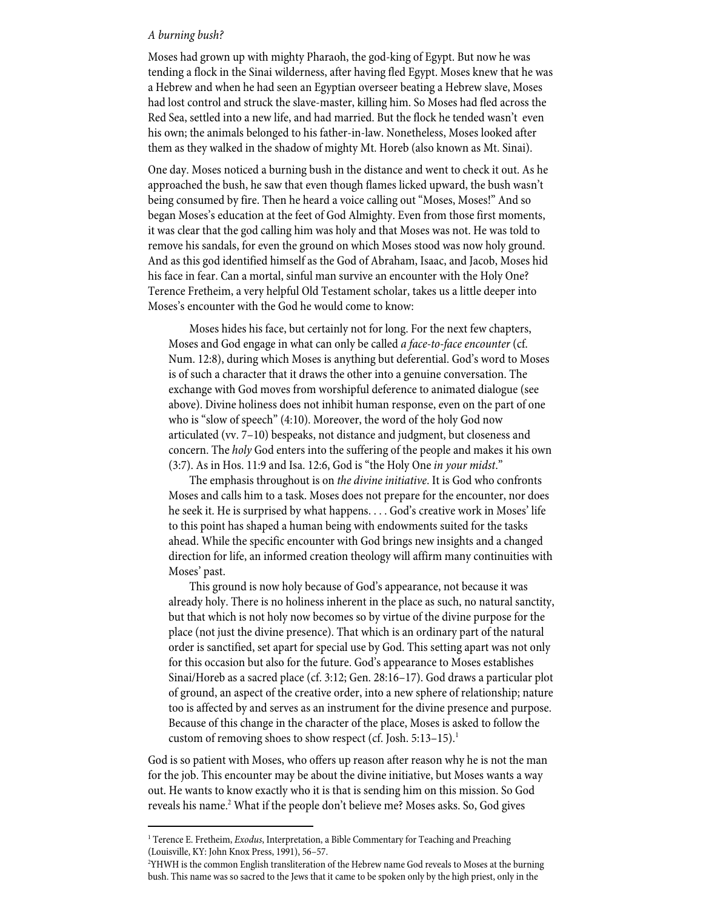*A burning bush?*

Moses had grown up with mighty Pharaoh, the god-king of Egypt. But now he was tending a flock in the Sinai wilderness, after having fled Egypt. Moses knew that he was a Hebrew and when he had seen an Egyptian overseer beating a Hebrew slave, Moses had lost control and struck the slave-master, killing him. So Moses had fled across the Red Sea, settled into a new life, and had married. But the flock he tended wasn't even his own; the animals belonged to his father-in-law. Nonetheless, Moses looked after them as they walked in the shadow of mighty Mt. Horeb (also known as Mt. Sinai).

One day. Moses noticed a burning bush in the distance and went to check it out. As he approached the bush, he saw that even though flames licked upward, the bush wasn't being consumed by fire. Then he heard a voice calling out "Moses, Moses!" And so began Moses's education at the feet of God Almighty. Even from those first moments, it was clear that the god calling him was holy and that Moses was not. He was told to remove his sandals, for even the ground on which Moses stood was now holy ground. And as this god identified himself as the God of Abraham, Isaac, and Jacob, Moses hid his face in fear. Can a mortal, sinful man survive an encounter with the Holy One? Terence Fretheim, a very helpful Old Testament scholar, takes us a little deeper into Moses's encounter with the God he would come to know:

> Moses hides his face, but certainly not for long. For the next few chapters, Moses and God engage in what can only be called *a face-to-face encounter* (cf. Num. 12:8), during which Moses is anything but deferential. God's word to Moses is of such a character that it draws the other into a genuine conversation. The exchange with God moves from worshipful deference to animated dialogue (see above). Divine holiness does not inhibit human response, even on the part of one who is "slow of speech" (4:10). Moreover, the word of the holy God now articulated (vv. 7–10) bespeaks, not distance and judgment, but closeness and concern. The *holy* God enters into the suffering of the people and makes it his own (3:7). As in Hos. 11:9 and Isa. 12:6, God is "the Holy One *in your midst*."
>
> The emphasis throughout is on *the divine initiative*. It is God who confronts Moses and calls him to a task. Moses does not prepare for the encounter, nor does he seek it. He is surprised by what happens. . . . God's creative work in Moses' life to this point has shaped a human being with endowments suited for the tasks ahead. While the specific encounter with God brings new insights and a changed direction for life, an informed creation theology will affirm many continuities with Moses' past.
>
> This ground is now holy because of God's appearance, not because it was already holy. There is no holiness inherent in the place as such, no natural sanctity, but that which is not holy now becomes so by virtue of the divine purpose for the place (not just the divine presence). That which is an ordinary part of the natural order is sanctified, set apart for special use by God. This setting apart was not only for this occasion but also for the future. God's appearance to Moses establishes Sinai/Horeb as a sacred place (cf. 3:12; Gen. 28:16–17). God draws a particular plot of ground, an aspect of the creative order, into a new sphere of relationship; nature too is affected by and serves as an instrument for the divine presence and purpose. Because of this change in the character of the place, Moses is asked to follow the custom of removing shoes to show respect (cf. Josh. 5:13–15).[1]

God is so patient with Moses, who offers up reason after reason why he is not the man for the job. This encounter may be about the divine initiative, but Moses wants a way out. He wants to know exactly who it is that is sending him on this mission. So God reveals his name.[2] What if the people don't believe me? Moses asks. So, God gives

---

[1] Terence E. Fretheim, *Exodus*, Interpretation, a Bible Commentary for Teaching and Preaching (Louisville, KY: John Knox Press, 1991), 56–57.

[2] YHWH is the common English transliteration of the Hebrew name God reveals to Moses at the burning bush. This name was so sacred to the Jews that it came to be spoken only by the high priest, only in the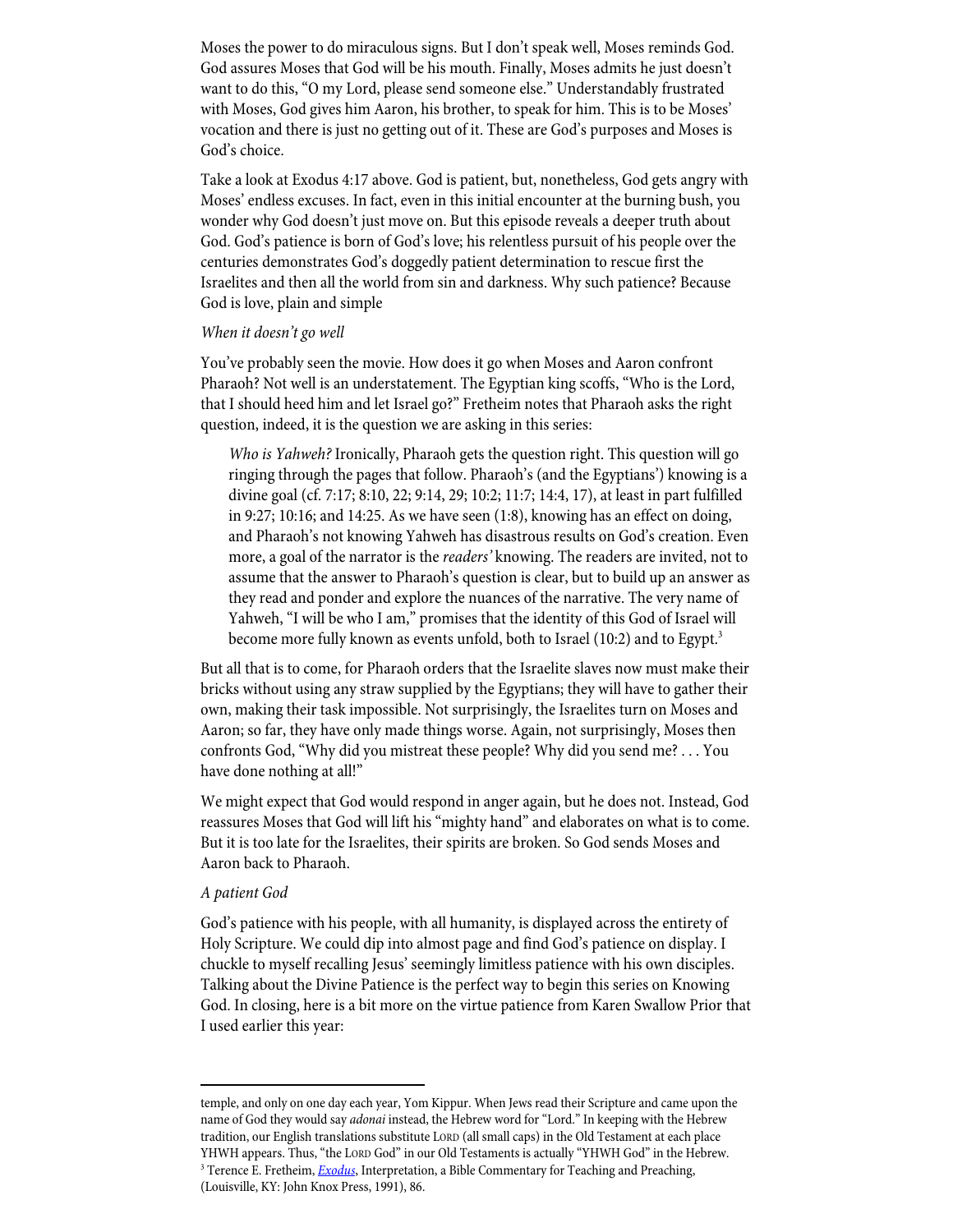Moses the power to do miraculous signs. But I don't speak well, Moses reminds God. God assures Moses that God will be his mouth. Finally, Moses admits he just doesn't want to do this, "O my Lord, please send someone else." Understandably frustrated with Moses, God gives him Aaron, his brother, to speak for him. This is to be Moses' vocation and there is just no getting out of it. These are God's purposes and Moses is God's choice.

Take a look at Exodus 4:17 above. God is patient, but, nonetheless, God gets angry with Moses' endless excuses. In fact, even in this initial encounter at the burning bush, you wonder why God doesn't just move on. But this episode reveals a deeper truth about God. God's patience is born of God's love; his relentless pursuit of his people over the centuries demonstrates God's doggedly patient determination to rescue first the Israelites and then all the world from sin and darkness. Why such patience? Because God is love, plain and simple

*When it doesn't go well*

You've probably seen the movie. How does it go when Moses and Aaron confront Pharaoh? Not well is an understatement. The Egyptian king scoffs, "Who is the Lord, that I should heed him and let Israel go?" Fretheim notes that Pharaoh asks the right question, indeed, it is the question we are asking in this series:

> *Who is Yahweh?* Ironically, Pharaoh gets the question right. This question will go ringing through the pages that follow. Pharaoh's (and the Egyptians') knowing is a divine goal (cf. 7:17; 8:10, 22; 9:14, 29; 10:2; 11:7; 14:4, 17), at least in part fulfilled in 9:27; 10:16; and 14:25. As we have seen (1:8), knowing has an effect on doing, and Pharaoh's not knowing Yahweh has disastrous results on God's creation. Even more, a goal of the narrator is the *readers'* knowing. The readers are invited, not to assume that the answer to Pharaoh's question is clear, but to build up an answer as they read and ponder and explore the nuances of the narrative. The very name of Yahweh, "I will be who I am," promises that the identity of this God of Israel will become more fully known as events unfold, both to Israel (10:2) and to Egypt.[3]

But all that is to come, for Pharaoh orders that the Israelite slaves now must make their bricks without using any straw supplied by the Egyptians; they will have to gather their own, making their task impossible. Not surprisingly, the Israelites turn on Moses and Aaron; so far, they have only made things worse. Again, not surprisingly, Moses then confronts God, "Why did you mistreat these people? Why did you send me? . . . You have done nothing at all!"

We might expect that God would respond in anger again, but he does not. Instead, God reassures Moses that God will lift his "mighty hand" and elaborates on what is to come. But it is too late for the Israelites, their spirits are broken. So God sends Moses and Aaron back to Pharaoh.

*A patient God*

God's patience with his people, with all humanity, is displayed across the entirety of Holy Scripture. We could dip into almost page and find God's patience on display. I chuckle to myself recalling Jesus' seemingly limitless patience with his own disciples. Talking about the Divine Patience is the perfect way to begin this series on Knowing God. In closing, here is a bit more on the virtue patience from Karen Swallow Prior that I used earlier this year:

---

temple, and only on one day each year, Yom Kippur. When Jews read their Scripture and came upon the name of God they would say *adonai* instead, the Hebrew word for "Lord." In keeping with the Hebrew tradition, our English translations substitute LORD (all small caps) in the Old Testament at each place YHWH appears. Thus, "the LORD God" in our Old Testaments is actually "YHWH God" in the Hebrew.

[3] Terence E. Fretheim, *Exodus*, Interpretation, a Bible Commentary for Teaching and Preaching, (Louisville, KY: John Knox Press, 1991), 86.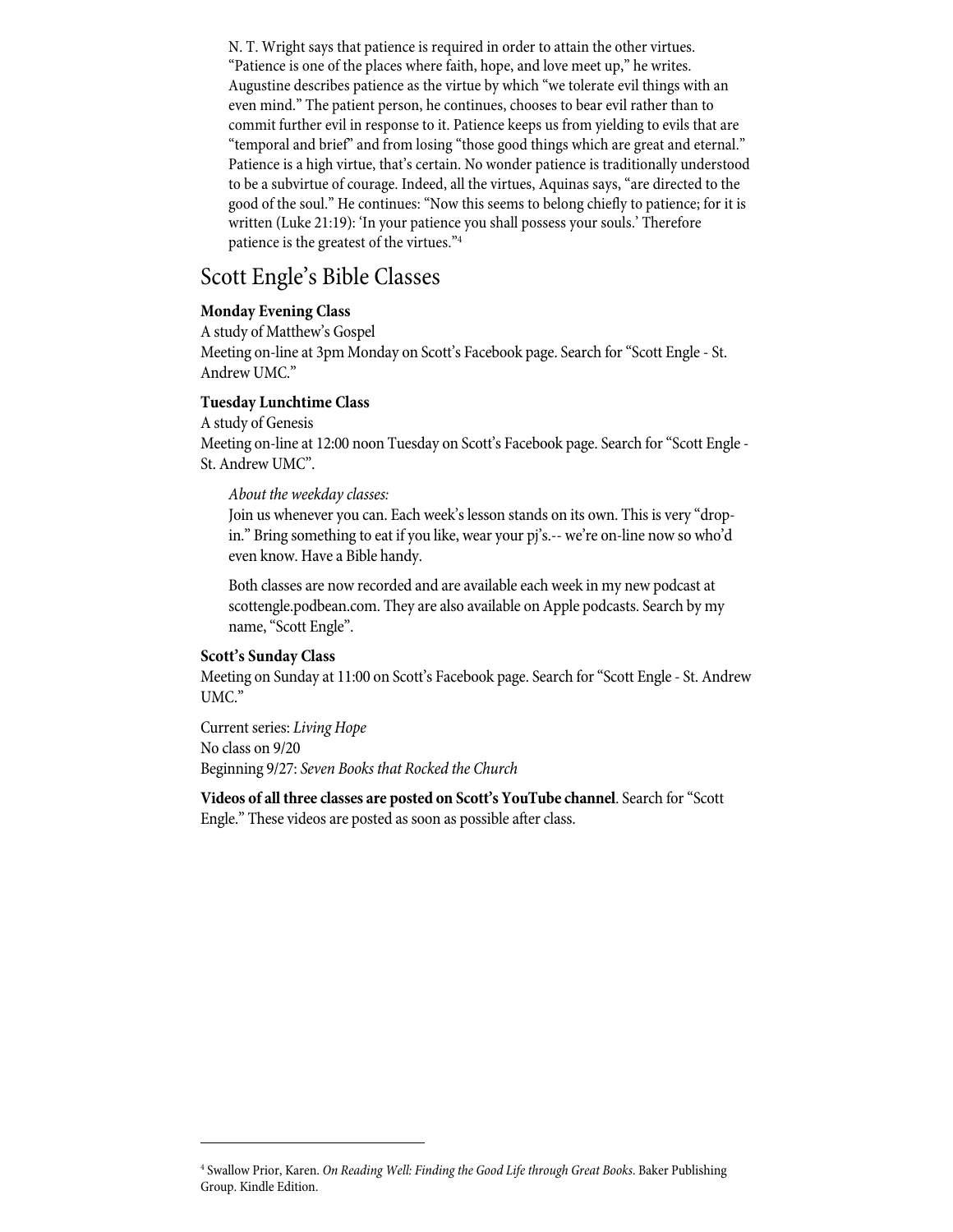N. T. Wright says that patience is required in order to attain the other virtues. "Patience is one of the places where faith, hope, and love meet up," he writes. Augustine describes patience as the virtue by which "we tolerate evil things with an even mind." The patient person, he continues, chooses to bear evil rather than to commit further evil in response to it. Patience keeps us from yielding to evils that are "temporal and brief" and from losing "those good things which are great and eternal." Patience is a high virtue, that's certain. No wonder patience is traditionally understood to be a subvirtue of courage. Indeed, all the virtues, Aquinas says, "are directed to the good of the soul." He continues: "Now this seems to belong chiefly to patience; for it is written (Luke 21:19): 'In your patience you shall possess your souls.' Therefore patience is the greatest of the virtues."[4]

## Scott Engle's Bible Classes

**Monday Evening Class**
A study of Matthew's Gospel
Meeting on-line at 3pm Monday on Scott's Facebook page. Search for "Scott Engle - St. Andrew UMC."

**Tuesday Lunchtime Class**
A study of Genesis
Meeting on-line at 12:00 noon Tuesday on Scott's Facebook page. Search for "Scott Engle - St. Andrew UMC".

*About the weekday classes:*
Join us whenever you can. Each week's lesson stands on its own. This is very "drop-in." Bring something to eat if you like, wear your pj's.-- we're on-line now so who'd even know. Have a Bible handy.

Both classes are now recorded and are available each week in my new podcast at scottengle.podbean.com. They are also available on Apple podcasts. Search by my name, "Scott Engle".

**Scott's Sunday Class**
Meeting on Sunday at 11:00 on Scott's Facebook page. Search for "Scott Engle - St. Andrew UMC."

Current series: *Living Hope*
No class on 9/20
Beginning 9/27: *Seven Books that Rocked the Church*

**Videos of all three classes are posted on Scott's YouTube channel**. Search for "Scott Engle." These videos are posted as soon as possible after class.

[4] Swallow Prior, Karen. *On Reading Well: Finding the Good Life through Great Books*. Baker Publishing Group. Kindle Edition.